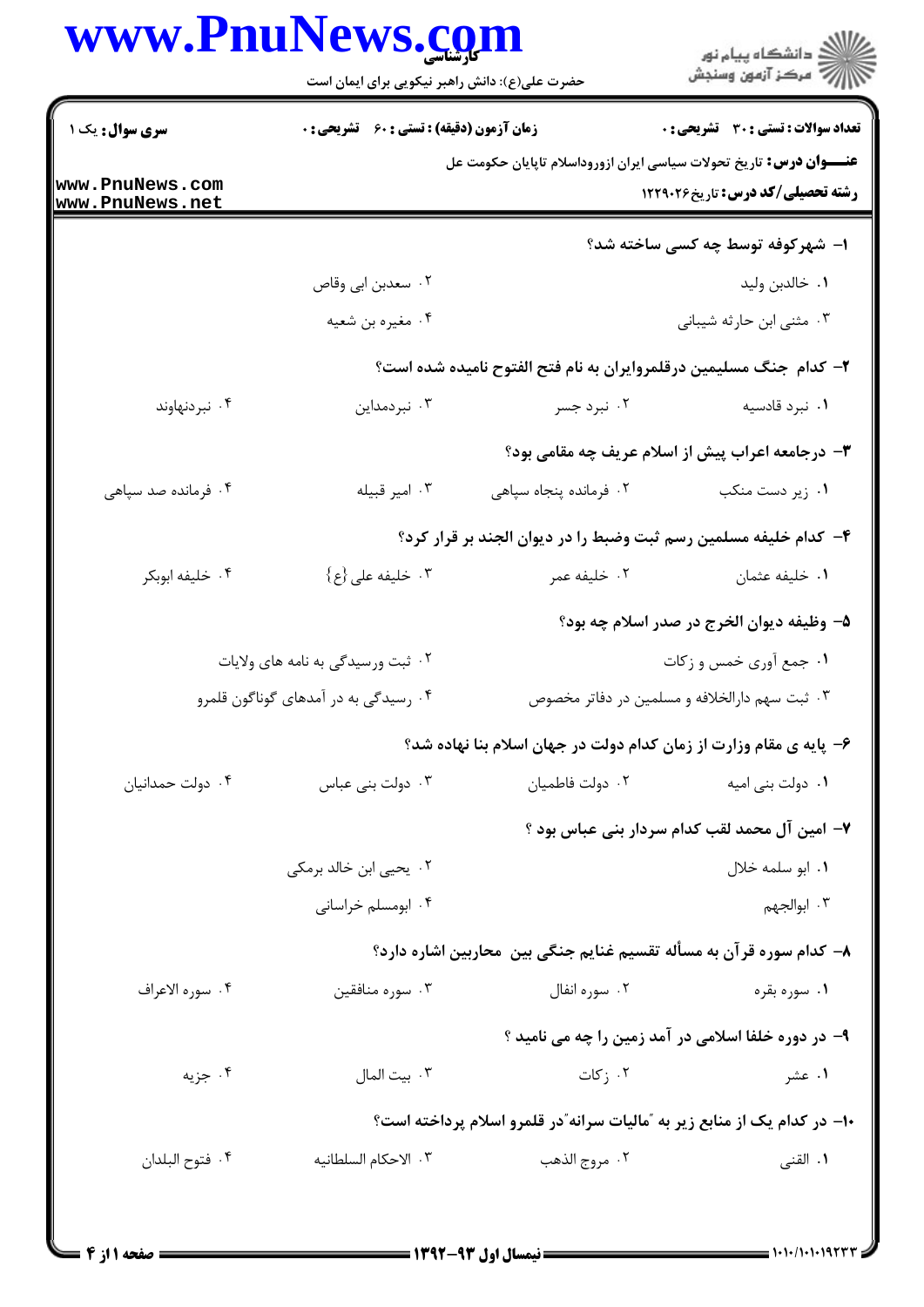**سری سوال:** یک ۱

**زمان آزمون (دقیقه) : تستی : ۶۰ تشریحی : ۰**

**تعداد سوالات : تستی : ۳۰ تشریحی : ۰**

**عنـــوان درس:** تاریخ تحولات سیاسی ایران ازوروداسلام تاپایان حکومت عل

**رشته تحصیلی/کد درس:** تاریخ ۱۲۲۹۰۲۶

۱- شهرکوفه توسط چه کسی ساخته شد؟

۱. خالدبن ولید
۲. سعدبن ابی وقاص
۳. مثنی ابن حارثه شیبانی
۴. مغیره بن شعبه

۲- کدام جنگ مسلیمین درقلمروایران به نام فتح الفتوح نامیده شده است؟

۱. نبرد قادسیه
۲. نبرد جسر
۳. نبردمداین
۴. نبردنهاوند

۳- درجامعه اعراب پیش از اسلام عریف چه مقامی بود؟

۱. زیر دست منکب
۲. فرمانده پنجاه سپاهی
۳. امیر قبیله
۴. فرمانده صد سپاهی

۴- کدام خلیفه مسلمین رسم ثبت وضبط را در دیوان الجند بر قرار کرد؟

۱. خلیفه عثمان
۲. خلیفه عمر
۳. خلیفه علی{ع}
۴. خلیفه ابوبکر

۵- وظیفه دیوان الخرج در صدر اسلام چه بود؟

۱. جمع آوری خمس و زکات
۲. ثبت ورسیدگی به نامه های ولایات
۳. ثبت سهم دارالخلافه و مسلمین در دفاتر مخصوص
۴. رسیدگی به در آمدهای گوناگون قلمرو

۶- پایه ی مقام وزارت از زمان کدام دولت در جهان اسلام بنا نهاده شد؟

۱. دولت بنی امیه
۲. دولت فاطمیان
۳. دولت بنی عباس
۴. دولت حمدانیان

۷- امین آل محمد لقب کدام سردار بنی عباس بود ؟

۱. ابو سلمه خلال
۲. یحیی ابن خالد برمکی
۳. ابوالجهم
۴. ابومسلم خراسانی

۸- کدام سوره قرآن به مسأله تقسیم غنایم جنگی بین محاربین اشاره دارد؟

۱. سوره بقره
۲. سوره انفال
۳. سوره منافقین
۴. سوره الاعراف

۹- در دوره خلفا اسلامی در آمد زمین را چه می نامید ؟

۱. عشر
۲. زکات
۳. بیت المال
۴. جزیه

۱۰- در کدام یک از منابع زیر به "مالیات سرانه"در قلمرو اسلام پرداخته است؟

۱. القنی
۲. مروج الذهب
۳. الاحکام السلطانیه
۴. فتوح البلدان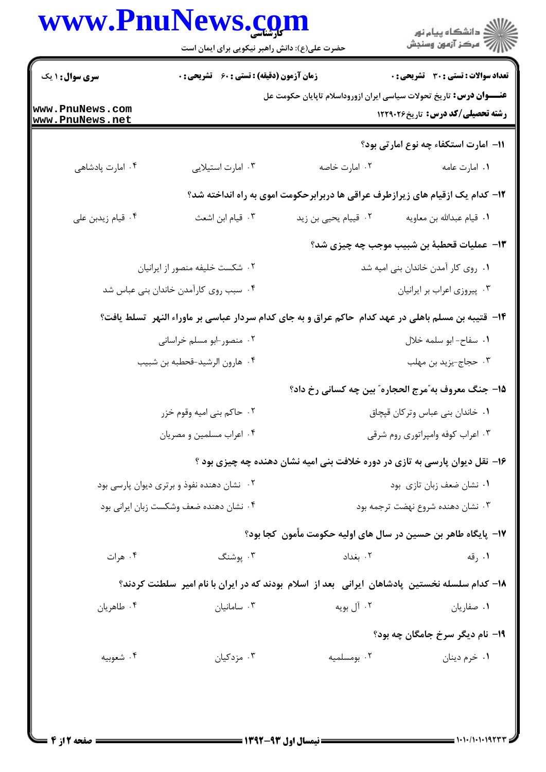**تعداد سوالات : تستی : ۳۰ تشریحی : ۰** | **زمان آزمون (دقیقه) : تستی : ۶۰ تشریحی : ۰** | **سری سوال : ۱ یک**

**عنـــوان درس:** تاریخ تحولات سیاسی ایران ازورود اسلام تاپایان حکومت عل

**رشته تحصیلی/کد درس:** تاریخ۱۲۲۹۰۲۶

۱۱- امارت استکفاء چه نوع امارتی بود؟

۱. امارت عامه
۲. امارت خاصه
۳. امارت استیلایی
۴. امارت پادشاهی

۱۲- کدام یک ازقیام های زیرازطرف عراقی ها دربرابرحکومت اموی به راه انداخته شد؟

۱. قیام عبدالله بن معاویه
۲. قییام یحیی بن زید
۳. قیام ابن اشعث
۴. قیام زیدبن علی

۱۳- عملیات قحطبهٔ بن شبیب موجب چه چیزی شد؟

۱. روی کار آمدن خاندان بنی امیه شد
۲. شکست خلیفه منصور از ایرانیان
۳. پیروزی اعراب بر ایرانیان
۴. سبب روی کارآمدن خاندان بنی عباس شد

۱۴- قتیبه بن مسلم باهلی در عهد کدام حاکم عراق و به جای کدام سردار عباسی بر ماوراء النهر تسلط یافت؟

۱. سفاح- ابو سلمه خلال
۲. منصور-ابو مسلم خراسانی
۳. حجاج-یزید بن مهلب
۴. هارون الرشید-قحطبه بن شبیب

۱۵- جنگ معروف به"مرج الحجاره" بین چه کسانی رخ داد؟

۱. خاندان بنی عباس وترکان قبچاق
۲. حاکم بنی امیه وقوم خزر
۳. اعراب کوفه وامپراتوری روم شرقی
۴. اعراب مسلمین و مصریان

۱۶- نقل دیوان پارسی به تازی در دوره خلافت بنی امیه نشان دهنده چه چیزی بود ؟

۱. نشان ضعف زبان تازی بود
۲. نشان دهنده نفوذ و برتری دیوان پارسی بود
۳. نشان دهنده شروع نهضت ترجمه بود
۴. نشان دهنده ضعف وشکست زبان ایرانی بود

۱۷- پایگاه طاهر بن حسین در سال های اولیه حکومت مأمون کجا بود؟

۱. رقه
۲. بغداد
۳. پوشنگ
۴. هرات

۱۸- کدام سلسله نخستین پادشاهان ایرانی بعد از اسلام بودند که در ایران با نام امیر سلطنت کردند؟

۱. صفاریان
۲. آل بویه
۳. سامانیان
۴. طاهریان

۱۹- نام دیگر سرخ جامگان چه بود؟

۱. خرم دینان
۲. بومسلمیه
۳. مزدکیان
۴. شعوبیه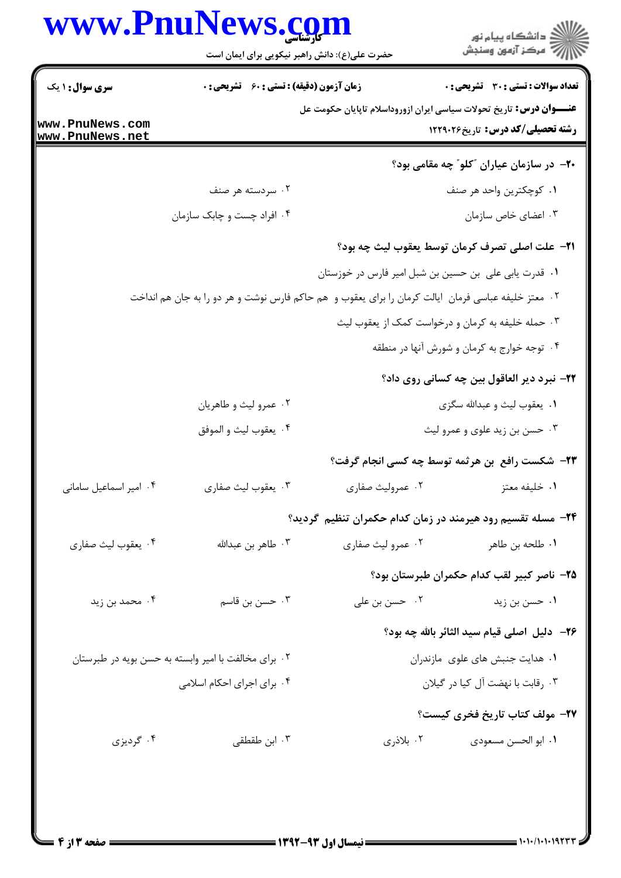**۲۰- در سازمان عیاران "کلو" چه مقامی بود؟**

۱. کوچکترین واحد هر صنف
۲. سردسته هر صنف
۳. اعضای خاص سازمان
۴. افراد چست و چابک سازمان

**۲۱- علت اصلی تصرف کرمان توسط یعقوب لیث چه بود؟**

۱. قدرت یابی علی بن حسین بن شبل امیر فارس در خوزستان
۲. معتز خلیفه عباسی فرمان ایالت کرمان را برای یعقوب و هم حاکم فارس نوشت و هر دو را به جان هم انداخت
۳. حمله خلیفه به کرمان و درخواست کمک از یعقوب لیث
۴. توجه خوارج به کرمان و شورش آنها در منطقه

**۲۲- نبرد دیر العاقول بین چه کسانی روی داد؟**

۱. یعقوب لیث و عبدالله سگزی
۲. عمرو لیث و طاهریان
۳. حسن بن زید علوی و عمرو لیث
۴. یعقوب لیث و الموفق

**۲۳- شکست رافع بن هرثمه توسط چه کسی انجام گرفت؟**

۱. خلیفه معتز
۲. عمرولیث صفاری
۳. یعقوب لیث صفاری
۴. امیر اسماعیل سامانی

**۲۴- مسله تقسیم رود هیرمند در زمان کدام حکمران تنظیم گردید؟**

۱. طلحه بن طاهر
۲. عمرو لیث صفاری
۳. طاهر بن عبدالله
۴. یعقوب لیث صفاری

**۲۵- ناصر کبیر لقب کدام حکمران طبرستان بود؟**

۱. حسن بن زید
۲. حسن بن علی
۳. حسن بن قاسم
۴. محمد بن زید

**۲۶- دلیل اصلی قیام سید الثائر بالله چه بود؟**

۱. هدایت جنبش های علوی مازندران
۲. برای مخالفت با امیر وابسته به حسن بویه در طبرستان
۳. رقابت با نهضت آل کیا در گیلان
۴. برای اجرای احکام اسلامی

**۲۷- مولف کتاب تاریخ فخری کیست؟**

۱. ابو الحسن مسعودی
۲. بلاذری
۳. ابن طقطقی
۴. گردیزی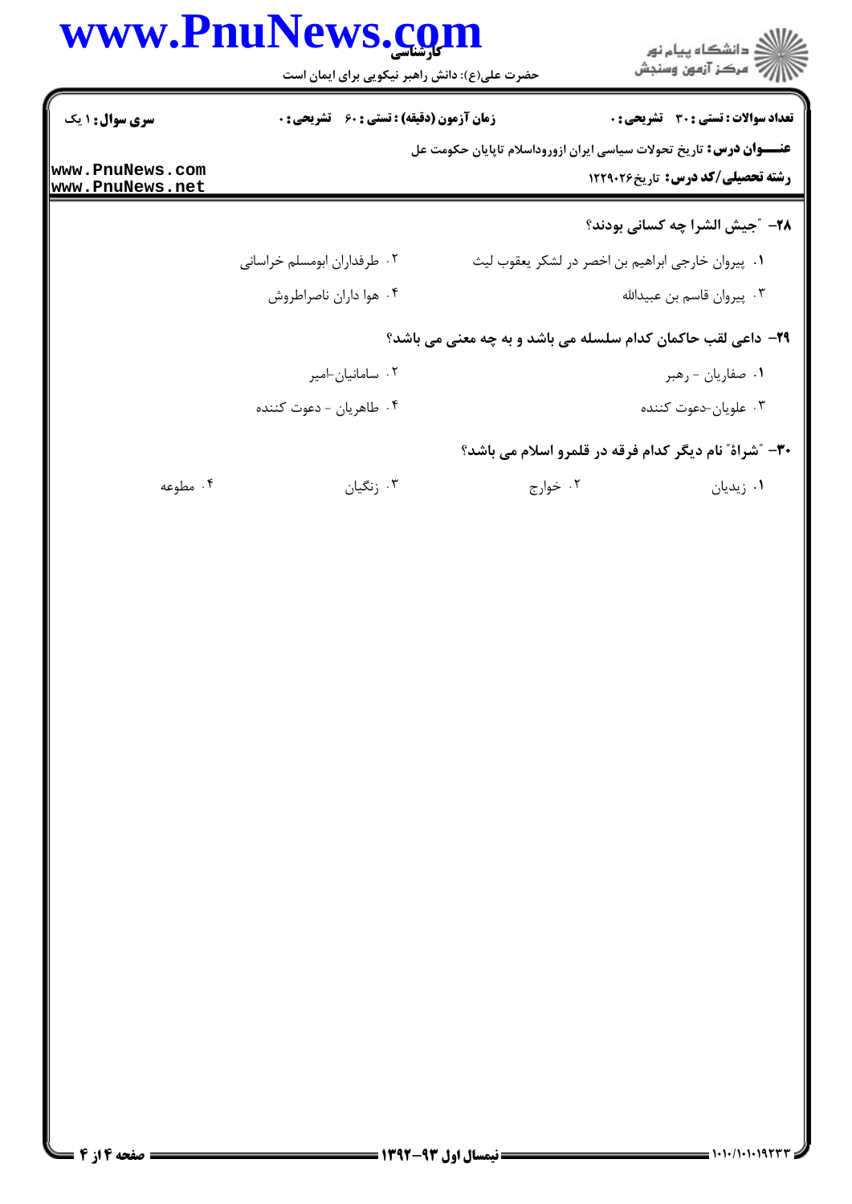**سری سوال:** ۱ یک | **زمان آزمون (دقیقه) : تستی :** ۶۰ **تشریحی :** ۰ | **تعداد سوالات : تستی :** ۳۰ **تشریحی :** ۰

**عنـــوان درس:** تاریخ تحولات سیاسی ایران ازوروداسلام تاپایان حکومت عل

**رشته تحصیلی/کد درس:** تاریخ۱۲۲۹۰۲۶

**۲۸- "جیش الشرا چه کسانی بودند؟**

۱. پیروان خارجی ابراهیم بن اخصر در لشکر یعقوب لیث

۲. طرفداران ابومسلم خراسانی

۳. پیروان قاسم بن عبیدالله

۴. هوا داران ناصراطروش

**۲۹- داعی لقب حاکمان کدام سلسله می باشد و به چه معنی می باشد؟**

۱. صفاریان - رهبر

۲. سامانیان-امیر

۳. علویان-دعوت کننده

۴. طاهریان - دعوت کننده

**۳۰- "شراۀ" نام دیگر کدام فرقه در قلمرو اسلام می باشد؟**

۱. زیدیان

۲. خوارج

۳. زنگیان

۴. مطوعه